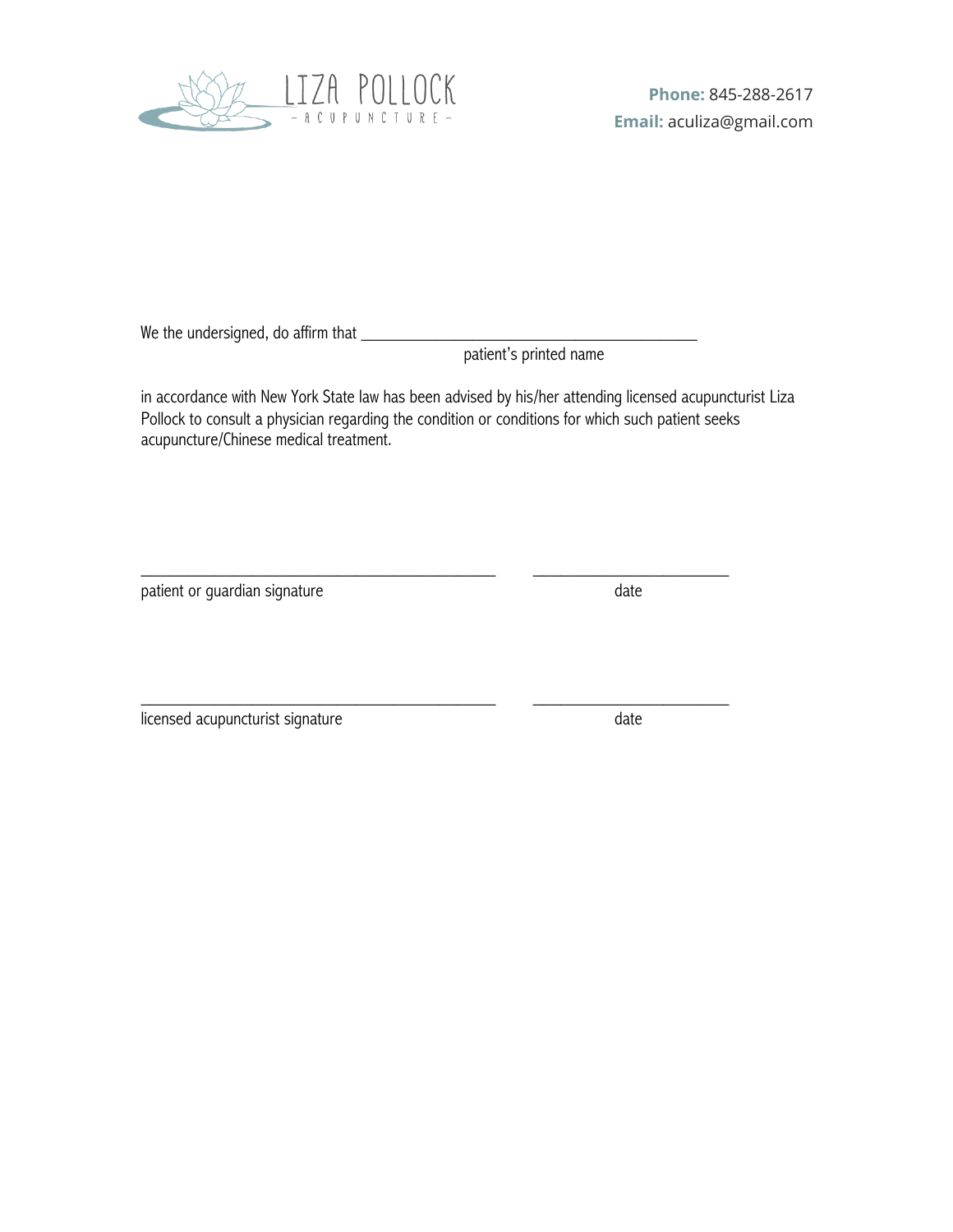LIZA POLLOCK
- ACUPUNCTURE -

**Phone:** 845-288-2617
**Email:** aculiza@gmail.com

We the undersigned, do affirm that ___________________________________________
patient's printed name

in accordance with New York State law has been advised by his/her attending licensed acupuncturist Liza Pollock to consult a physician regarding the condition or conditions for which such patient seeks acupuncture/Chinese medical treatment.

_____________________________________________ _________________________
patient or guardian signature date

_____________________________________________ _________________________
licensed acupuncturist signature date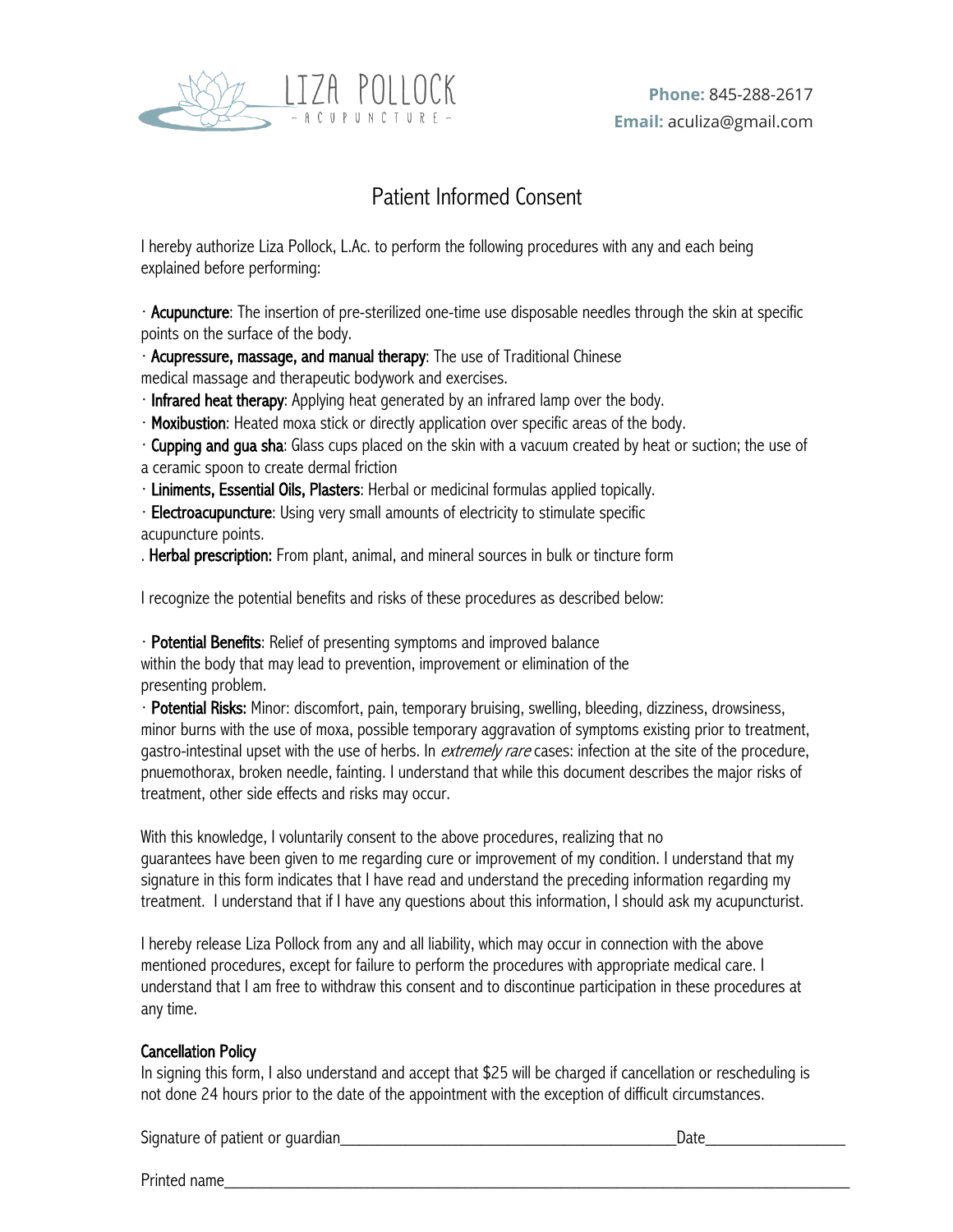LIZA POLLOCK
- ACUPUNCTURE -

**Phone:** 845-288-2617
**Email:** aculiza@gmail.com

# Patient Informed Consent

I hereby authorize Liza Pollock, L.Ac. to perform the following procedures with any and each being explained before performing:

· **Acupuncture**: The insertion of pre-sterilized one-time use disposable needles through the skin at specific points on the surface of the body.

· **Acupressure, massage, and manual therapy**: The use of Traditional Chinese medical massage and therapeutic bodywork and exercises.

· **Infrared heat therapy**: Applying heat generated by an infrared lamp over the body.

· **Moxibustion**: Heated moxa stick or directly application over specific areas of the body.

· **Cupping and gua sha**: Glass cups placed on the skin with a vacuum created by heat or suction; the use of a ceramic spoon to create dermal friction

· **Liniments, Essential Oils, Plasters**: Herbal or medicinal formulas applied topically.

· **Electroacupuncture**: Using very small amounts of electricity to stimulate specific acupuncture points.

. **Herbal prescription:** From plant, animal, and mineral sources in bulk or tincture form

I recognize the potential benefits and risks of these procedures as described below:

· **Potential Benefits**: Relief of presenting symptoms and improved balance within the body that may lead to prevention, improvement or elimination of the presenting problem.

· **Potential Risks:** Minor: discomfort, pain, temporary bruising, swelling, bleeding, dizziness, drowsiness, minor burns with the use of moxa, possible temporary aggravation of symptoms existing prior to treatment, gastro-intestinal upset with the use of herbs. In *extremely rare* cases: infection at the site of the procedure, pnuemothorax, broken needle, fainting. I understand that while this document describes the major risks of treatment, other side effects and risks may occur.

With this knowledge, I voluntarily consent to the above procedures, realizing that no guarantees have been given to me regarding cure or improvement of my condition. I understand that my signature in this form indicates that I have read and understand the preceding information regarding my treatment. I understand that if I have any questions about this information, I should ask my acupuncturist.

I hereby release Liza Pollock from any and all liability, which may occur in connection with the above mentioned procedures, except for failure to perform the procedures with appropriate medical care. I understand that I am free to withdraw this consent and to discontinue participation in these procedures at any time.

**Cancellation Policy**

In signing this form, I also understand and accept that $25 will be charged if cancellation or rescheduling is not done 24 hours prior to the date of the appointment with the exception of difficult circumstances.

Signature of patient or guardian__________________________________________Date_________________

Printed name_____________________________________________________________________________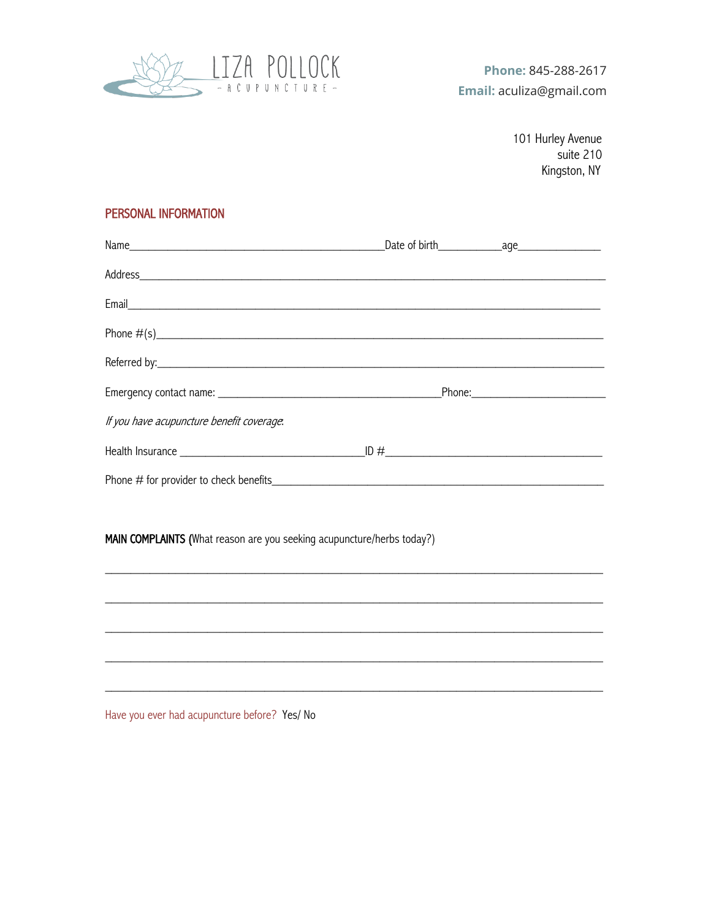LIZA POLLOCK

- ACUPUNCTURE -

**Phone:** 845-288-2617
**Email:** aculiza@gmail.com

101 Hurley Avenue
suite 210
Kingston, NY

## PERSONAL INFORMATION

Name_____________________________________________Date of birth___________age______________

Address_____________________________________________________________________________________

Email_______________________________________________________________________________________

Phone #(s)__________________________________________________________________________________

Referred by:________________________________________________________________________________

Emergency contact name: _______________________________________Phone:_______________________

*If you have acupuncture benefit coverage:*

Health Insurance ________________________________ID #_____________________________________

Phone # for provider to check benefits______________________________________________________

**MAIN COMPLAINTS** (What reason are you seeking acupuncture/herbs today?)

_____________________________________________________________________________________________

_____________________________________________________________________________________________

_____________________________________________________________________________________________

_____________________________________________________________________________________________

_____________________________________________________________________________________________

Have you ever had acupuncture before? Yes/ No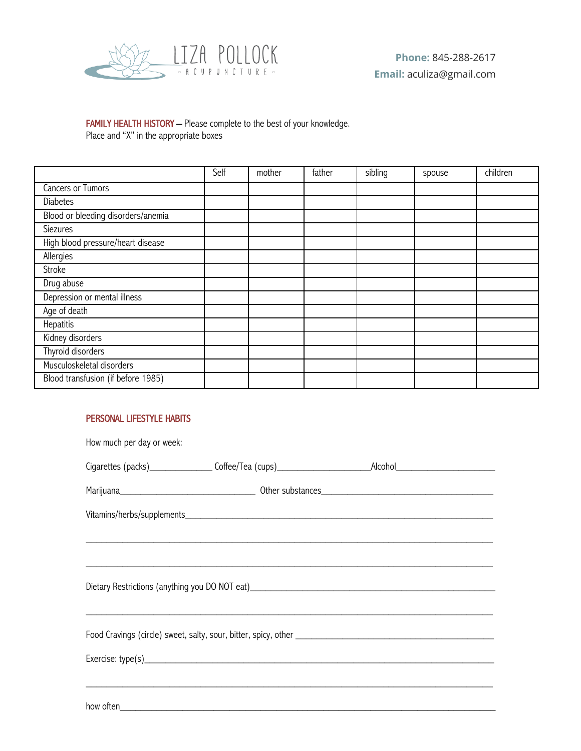LIZA POLLOCK
- ACUPUNCTURE -

**Phone:** 845-288-2617
**Email:** aculiza@gmail.com

**FAMILY HEALTH HISTORY** – Please complete to the best of your knowledge.
Place and "X" in the appropriate boxes

| | Self | mother | father | sibling | spouse | children |
|---|---|---|---|---|---|---|
| Cancers or Tumors | | | | | | |
| Diabetes | | | | | | |
| Blood or bleeding disorders/anemia | | | | | | |
| Siezures | | | | | | |
| High blood pressure/heart disease | | | | | | |
| Allergies | | | | | | |
| Stroke | | | | | | |
| Drug abuse | | | | | | |
| Depression or mental illness | | | | | | |
| Age of death | | | | | | |
| Hepatitis | | | | | | |
| Kidney disorders | | | | | | |
| Thyroid disorders | | | | | | |
| Musculoskeletal disorders | | | | | | |
| Blood transfusion (if before 1985) | | | | | | |

**PERSONAL LIFESTYLE HABITS**

How much per day or week:

Cigarettes (packs)______________ Coffee/Tea (cups)____________________Alcohol______________________

Marijuana______________________________ Other substances_____________________________________

Vitamins/herbs/supplements_________________________________________________________________

________________________________________________________________________________________

________________________________________________________________________________________

Dietary Restrictions (anything you DO NOT eat)_____________________________________________________

________________________________________________________________________________________

Food Cravings (circle) sweet, salty, sour, bitter, spicy, other _____________________________________________

Exercise: type(s)___________________________________________________________________________

________________________________________________________________________________________

how often_________________________________________________________________________________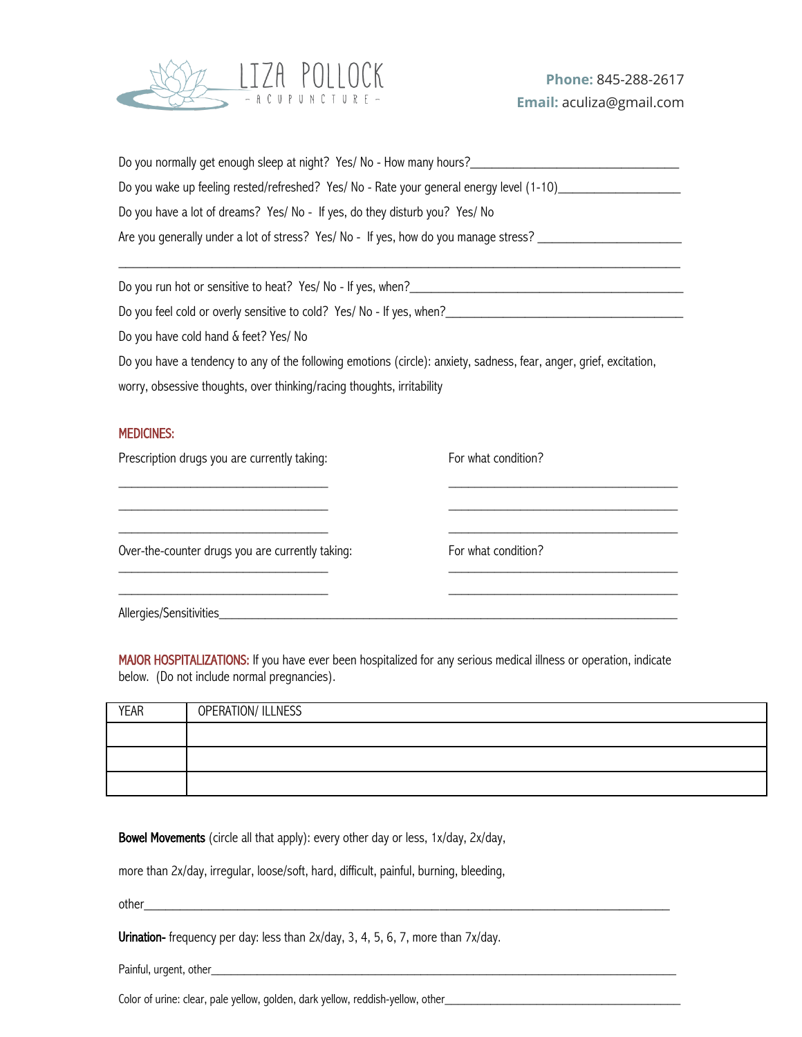LIZA POLLOCK
- ACUPUNCTURE -

**Phone:** 845-288-2617
**Email:** aculiza@gmail.com

Do you normally get enough sleep at night? Yes/ No - How many hours?________________________________

Do you wake up feeling rested/refreshed? Yes/ No - Rate your general energy level (1-10)___________________

Do you have a lot of dreams? Yes/ No - If yes, do they disturb you? Yes/ No

Are you generally under a lot of stress? Yes/ No - If yes, how do you manage stress? ______________________

_____________________________________________________________________________________

Do you run hot or sensitive to heat? Yes/ No - If yes, when?__________________________________________

Do you feel cold or overly sensitive to cold? Yes/ No - If yes, when?_____________________________________

Do you have cold hand & feet? Yes/ No

Do you have a tendency to any of the following emotions (circle): anxiety, sadness, fear, anger, grief, excitation, worry, obsessive thoughts, over thinking/racing thoughts, irritability

## MEDICINES:

| Prescription drugs you are currently taking: | For what condition? |
|---|---|
| ________________________________ | ___________________________________ |
| ________________________________ | ___________________________________ |
| ________________________________ | ___________________________________ |

| Over-the-counter drugs you are currently taking: | For what condition? |
|---|---|
| ________________________________ | ___________________________________ |
| ________________________________ | ___________________________________ |

Allergies/Sensitivities_____________________________________________________________________________

**MAJOR HOSPITALIZATIONS:** If you have ever been hospitalized for any serious medical illness or operation, indicate below. (Do not include normal pregnancies).

| YEAR | OPERATION/ ILLNESS |
|---|---|
| | |
| | |
| | |

**Bowel Movements** (circle all that apply): every other day or less, 1x/day, 2x/day, more than 2x/day, irregular, loose/soft, hard, difficult, painful, burning, bleeding, other_______________________________________________________________________________________

**Urination-** frequency per day: less than 2x/day, 3, 4, 5, 6, 7, more than 7x/day.

Painful, urgent, other____________________________________________________________________________

Color of urine: clear, pale yellow, golden, dark yellow, reddish-yellow, other_____________________________________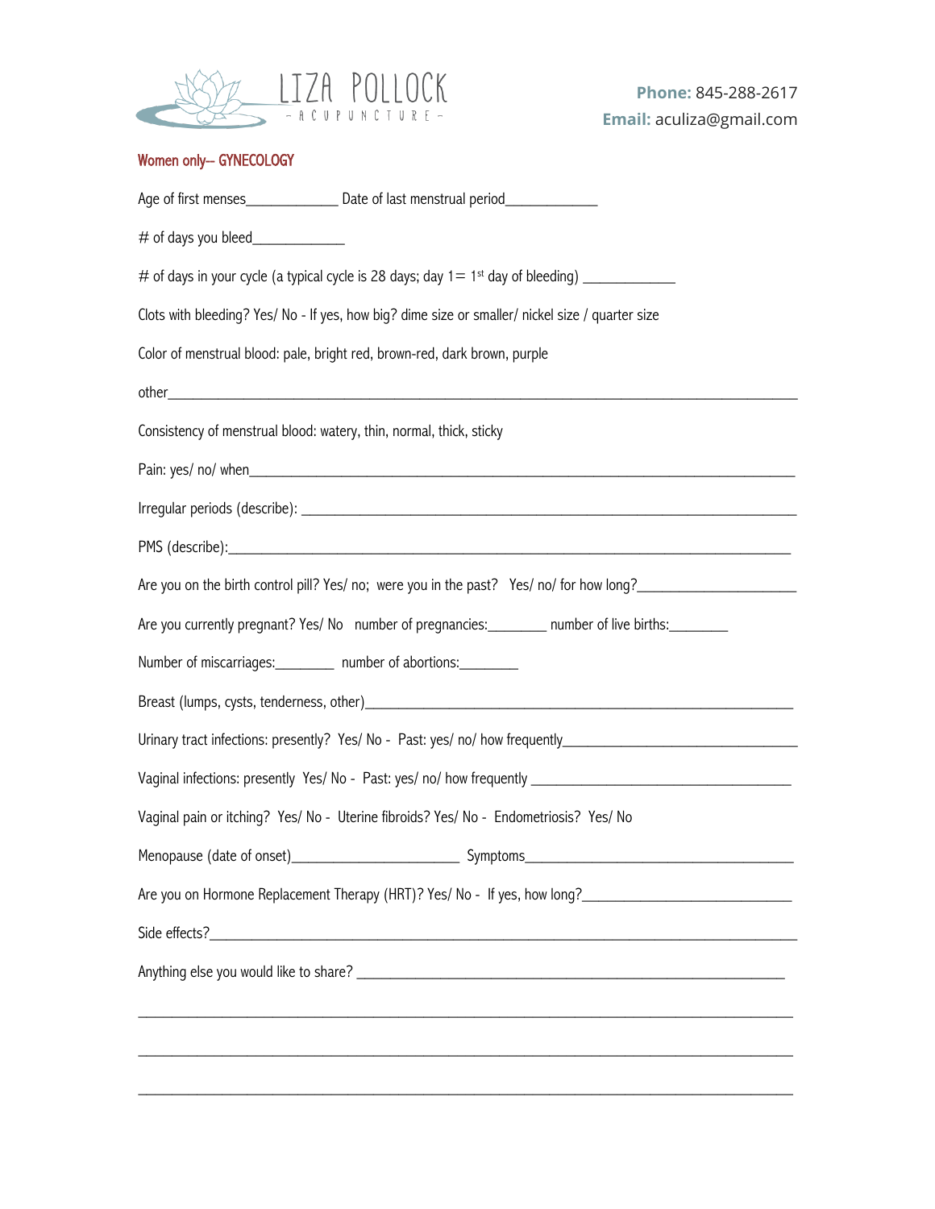LIZA POLLOCK
– ACUPUNCTURE –

**Phone:** 845-288-2617
**Email:** aculiza@gmail.com

## Women only-- GYNECOLOGY

Age of first menses____________ Date of last menstrual period____________

# of days you bleed____________

# of days in your cycle (a typical cycle is 28 days; day 1= 1st day of bleeding) ____________

Clots with bleeding? Yes/ No - If yes, how big? dime size or smaller/ nickel size / quarter size

Color of menstrual blood: pale, bright red, brown-red, dark brown, purple

other________________________________________________________________________

Consistency of menstrual blood: watery, thin, normal, thick, sticky

Pain: yes/ no/ when____________________________________________________________

Irregular periods (describe): ______________________________________________________

PMS (describe):_______________________________________________________________

Are you on the birth control pill? Yes/ no; were you in the past? Yes/ no/ for how long?____________________

Are you currently pregnant? Yes/ No number of pregnancies:_______ number of live births:_______

Number of miscarriages:_______ number of abortions:_______

Breast (lumps, cysts, tenderness, other)______________________________________________

Urinary tract infections: presently? Yes/ No - Past: yes/ no/ how frequently_____________________________

Vaginal infections: presently Yes/ No - Past: yes/ no/ how frequently ___________________________________

Vaginal pain or itching? Yes/ No - Uterine fibroids? Yes/ No - Endometriosis? Yes/ No

Menopause (date of onset)______________________ Symptoms_________________________________

Are you on Hormone Replacement Therapy (HRT)? Yes/ No - If yes, how long?___________________________

Side effects?__________________________________________________________________

Anything else you would like to share? ______________________________________________

______________________________________________________________________________

______________________________________________________________________________

______________________________________________________________________________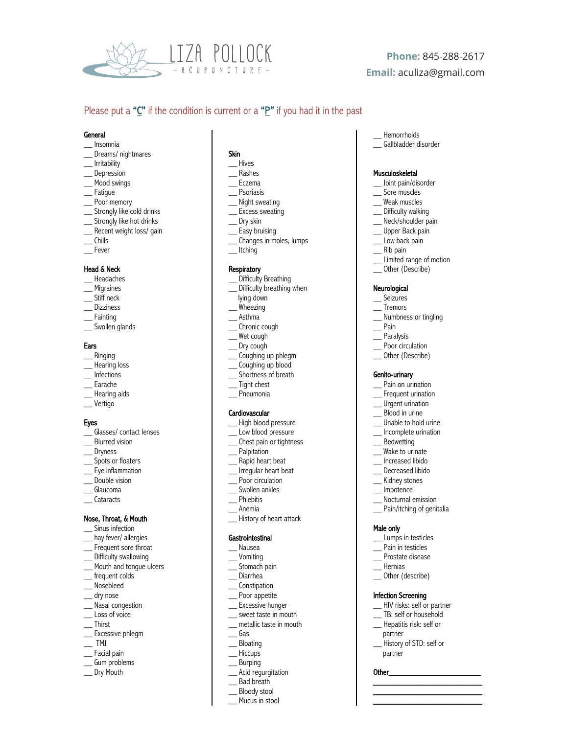LIZA POLLOCK
- ACUPUNCTURE -

**Phone:** 845-288-2617
**Email:** aculiza@gmail.com

Please put a **"C"** if the condition is current or a **"P"** if you had it in the past

### General

__ Insomnia
__ Dreams/ nightmares
__ Irritability
__ Depression
__ Mood swings
__ Fatigue
__ Poor memory
__ Strongly like cold drinks
__ Strongly like hot drinks
__ Recent weight loss/ gain
__ Chills
__ Fever

### Head & Neck

__ Headaches
__ Migraines
__ Stiff neck
__ Dizziness
__ Fainting
__ Swollen glands

### Ears

__ Ringing
__ Hearing loss
__ Infections
__ Earache
__ Hearing aids
__ Vertigo

### Eyes

__ Glasses/ contact lenses
__ Blurred vision
__ Dryness
__ Spots or floaters
__ Eye inflammation
__ Double vision
__ Glaucoma
__ Cataracts

### Nose, Throat, & Mouth

__ Sinus infection
__ hay fever/ allergies
__ Frequent sore throat
__ Difficulty swallowing
__ Mouth and tongue ulcers
__ frequent colds
__ Nosebleed
__ dry nose
__ Nasal congestion
__ Loss of voice
__ Thirst
__ Excessive phlegm
__ TMJ
__ Facial pain
__ Gum problems
__ Dry Mouth

### Skin

__ Hives
__ Rashes
__ Eczema
__ Psoriasis
__ Night sweating
__ Excess sweating
__ Dry skin
__ Easy bruising
__ Changes in moles, lumps
__ Itching

### Respiratory

__ Difficulty Breathing
__ Difficulty breathing when lying down
__ Wheezing
__ Asthma
__ Chronic cough
__ Wet cough
__ Dry cough
__ Coughing up phlegm
__ Coughing up blood
__ Shortness of breath
__ Tight chest
__ Pneumonia

### Cardiovascular

__ High blood pressure
__ Low blood pressure
__ Chest pain or tightness
__ Palpitation
__ Rapid heart beat
__ Irregular heart beat
__ Poor circulation
__ Swollen ankles
__ Phlebitis
__ Anemia
__ History of heart attack

### Gastrointestinal

__ Nausea
__ Vomiting
__ Stomach pain
__ Diarrhea
__ Constipation
__ Poor appetite
__ Excessive hunger
__ sweet taste in mouth
__ metallic taste in mouth
__ Gas
__ Bloating
__ Hiccups
__ Burping
__ Acid regurgitation
__ Bad breath
__ Bloody stool
__ Mucus in stool
__ Hemorrhoids
__ Gallbladder disorder

### Musculoskeletal

__ Joint pain/disorder
__ Sore muscles
__ Weak muscles
__ Difficulty walking
__ Neck/shoulder pain
__ Upper Back pain
__ Low back pain
__ Rib pain
__ Limited range of motion
__ Other (Describe)

### Neurological

__ Seizures
__ Tremors
__ Numbness or tingling
__ Pain
__ Paralysis
__ Poor circulation
__ Other (Describe)

### Genito-urinary

__ Pain on urination
__ Frequent urination
__ Urgent urination
__ Blood in urine
__ Unable to hold urine
__ Incomplete urination
__ Bedwetting
__ Wake to urinate
__ Increased libido
__ Decreased libido
__ Kidney stones
__ Impotence
__ Nocturnal emission
__ Pain/itching of genitalia

### Male only

__ Lumps in testicles
__ Pain in testicles
__ Prostate disease
__ Hernias
__ Other (describe)

### Infection Screening

__ HIV risks: self or partner
__ TB: self or household
__ Hepatitis risk: self or partner
__ History of STD: self or partner

Other____________________________
_________________________________
_________________________________
_________________________________